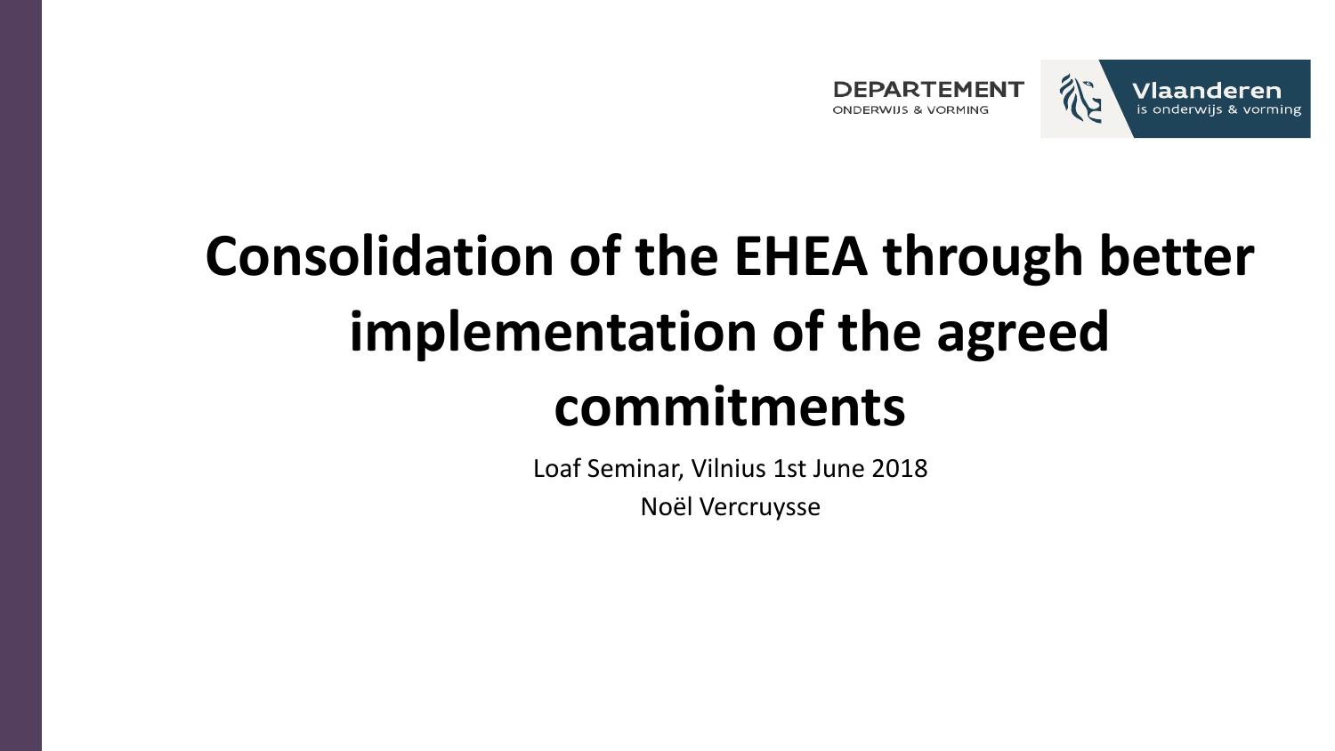DEPARTEMENT ONDERWIJS & VORMING

Vlaanderen is onderwijs & vorming

# Consolidation of the EHEA through better implementation of the agreed commitments

Loaf Seminar, Vilnius 1st June 2018

Noël Vercruysse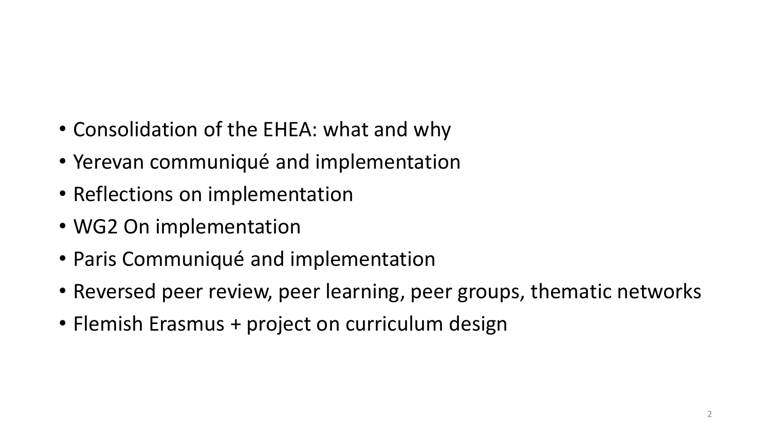- Consolidation of the EHEA: what and why
- Yerevan communiqué and implementation
- Reflections on implementation
- WG2 On implementation
- Paris Communiqué and implementation
- Reversed peer review, peer learning, peer groups, thematic networks
- Flemish Erasmus + project on curriculum design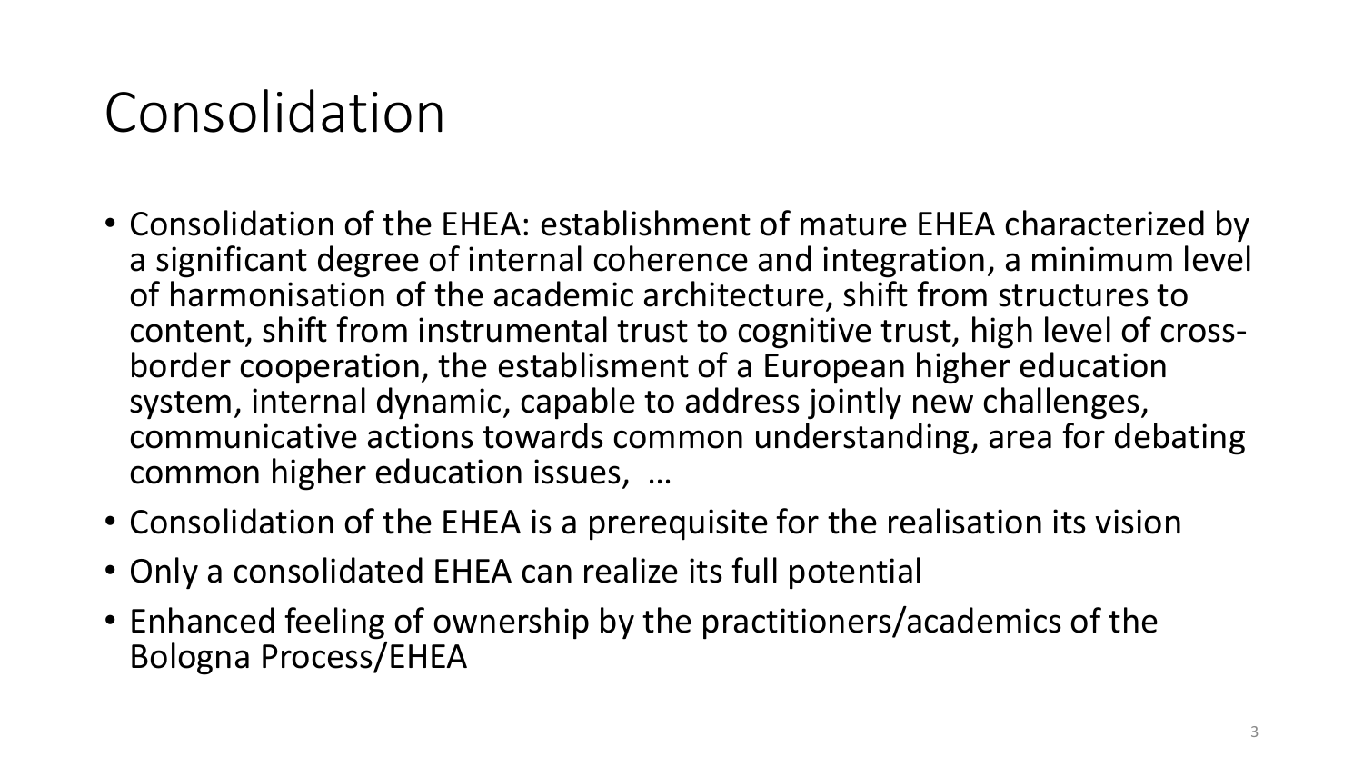# Consolidation

- Consolidation of the EHEA: establishment of mature EHEA characterized by a significant degree of internal coherence and integration, a minimum level of harmonisation of the academic architecture, shift from structures to content, shift from instrumental trust to cognitive trust, high level of cross-border cooperation, the establisment of a European higher education system, internal dynamic, capable to address jointly new challenges, communicative actions towards common understanding, area for debating common higher education issues, …
- Consolidation of the EHEA is a prerequisite for the realisation its vision
- Only a consolidated EHEA can realize its full potential
- Enhanced feeling of ownership by the practitioners/academics of the Bologna Process/EHEA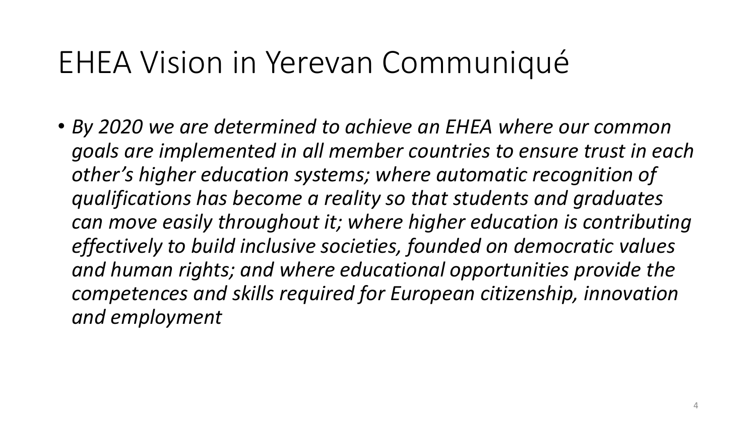# EHEA Vision in Yerevan Communiqué

- *By 2020 we are determined to achieve an EHEA where our common goals are implemented in all member countries to ensure trust in each other's higher education systems; where automatic recognition of qualifications has become a reality so that students and graduates can move easily throughout it; where higher education is contributing effectively to build inclusive societies, founded on democratic values and human rights; and where educational opportunities provide the competences and skills required for European citizenship, innovation and employment*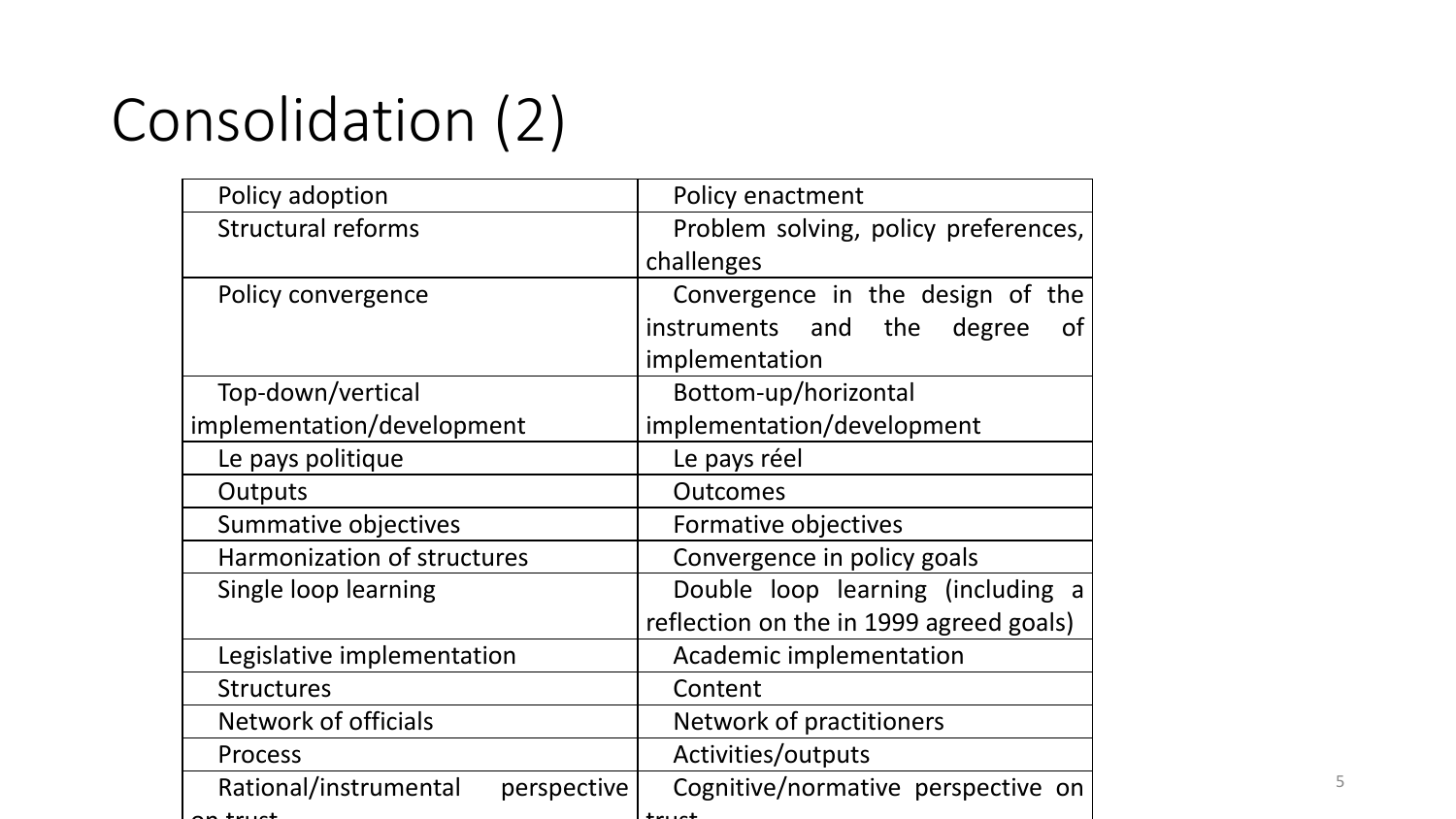# Consolidation (2)

| Policy adoption | Policy enactment |
|---|---|
| Structural reforms | Problem solving, policy preferences, challenges |
| Policy convergence | Convergence in the design of the instruments and the degree of implementation |
| Top-down/vertical implementation/development | Bottom-up/horizontal implementation/development |
| Le pays politique | Le pays réel |
| Outputs | Outcomes |
| Summative objectives | Formative objectives |
| Harmonization of structures | Convergence in policy goals |
| Single loop learning | Double loop learning (including a reflection on the in 1999 agreed goals) |
| Legislative implementation | Academic implementation |
| Structures | Content |
| Network of officials | Network of practitioners |
| Process | Activities/outputs |
| Rational/instrumental perspective on trust | Cognitive/normative perspective on trust |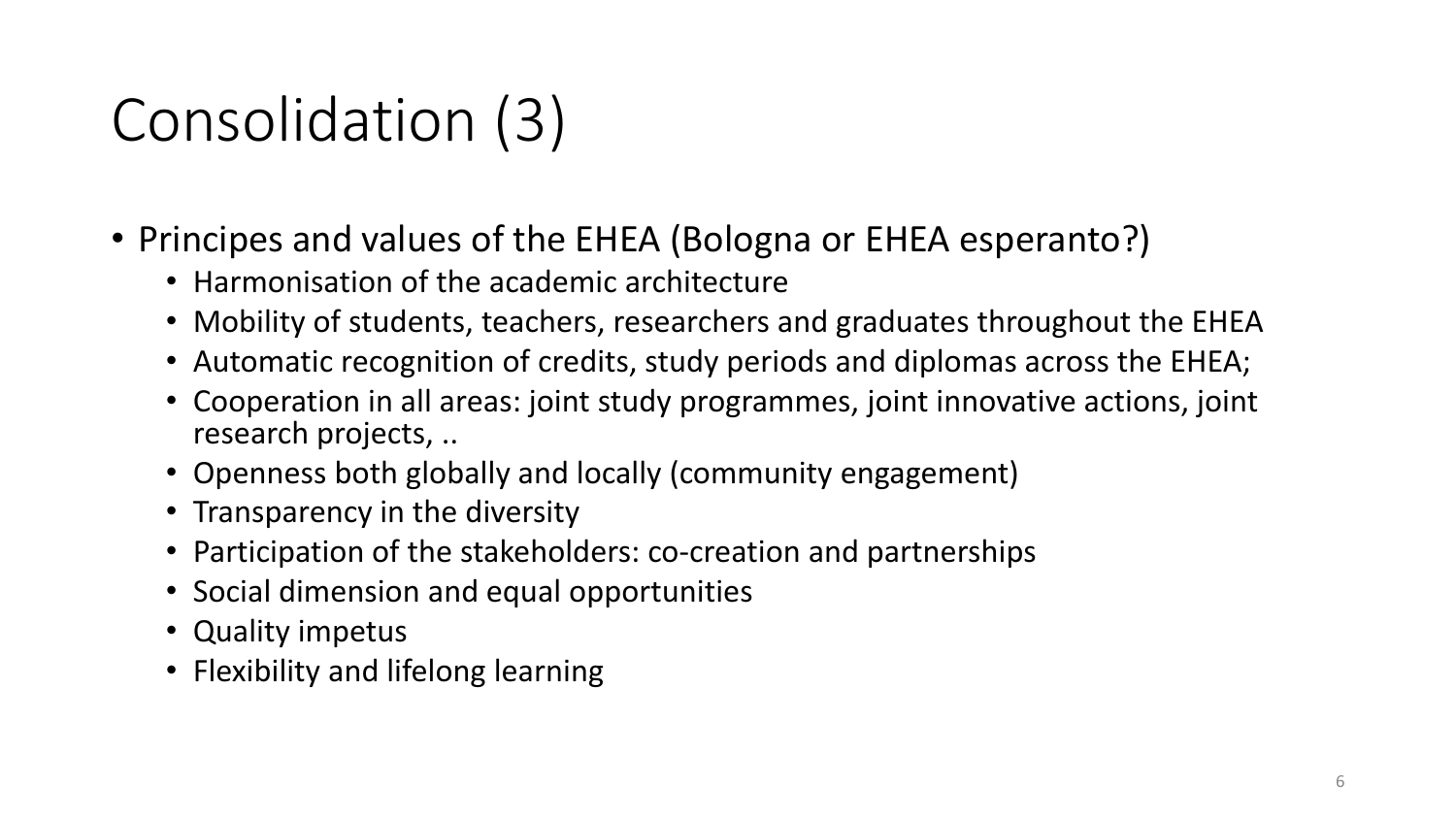# Consolidation (3)

- Principes and values of the EHEA (Bologna or EHEA esperanto?)
  - Harmonisation of the academic architecture
  - Mobility of students, teachers, researchers and graduates throughout the EHEA
  - Automatic recognition of credits, study periods and diplomas across the EHEA;
  - Cooperation in all areas: joint study programmes, joint innovative actions, joint research projects, ..
  - Openness both globally and locally (community engagement)
  - Transparency in the diversity
  - Participation of the stakeholders: co-creation and partnerships
  - Social dimension and equal opportunities
  - Quality impetus
  - Flexibility and lifelong learning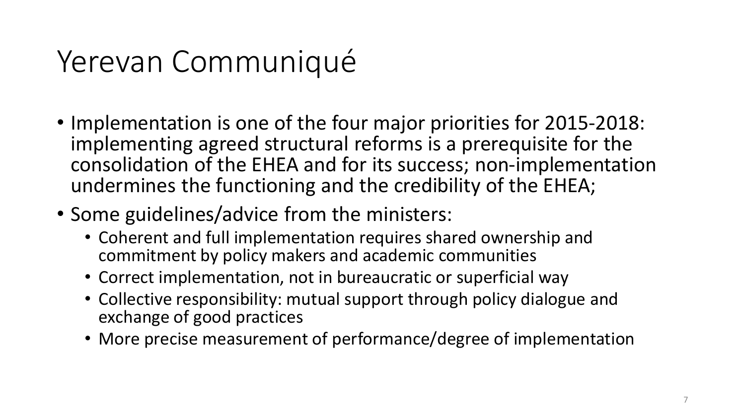# Yerevan Communiqué

- Implementation is one of the four major priorities for 2015-2018: implementing agreed structural reforms is a prerequisite for the consolidation of the EHEA and for its success; non-implementation undermines the functioning and the credibility of the EHEA;
- Some guidelines/advice from the ministers:
  - Coherent and full implementation requires shared ownership and commitment by policy makers and academic communities
  - Correct implementation, not in bureaucratic or superficial way
  - Collective responsibility: mutual support through policy dialogue and exchange of good practices
  - More precise measurement of performance/degree of implementation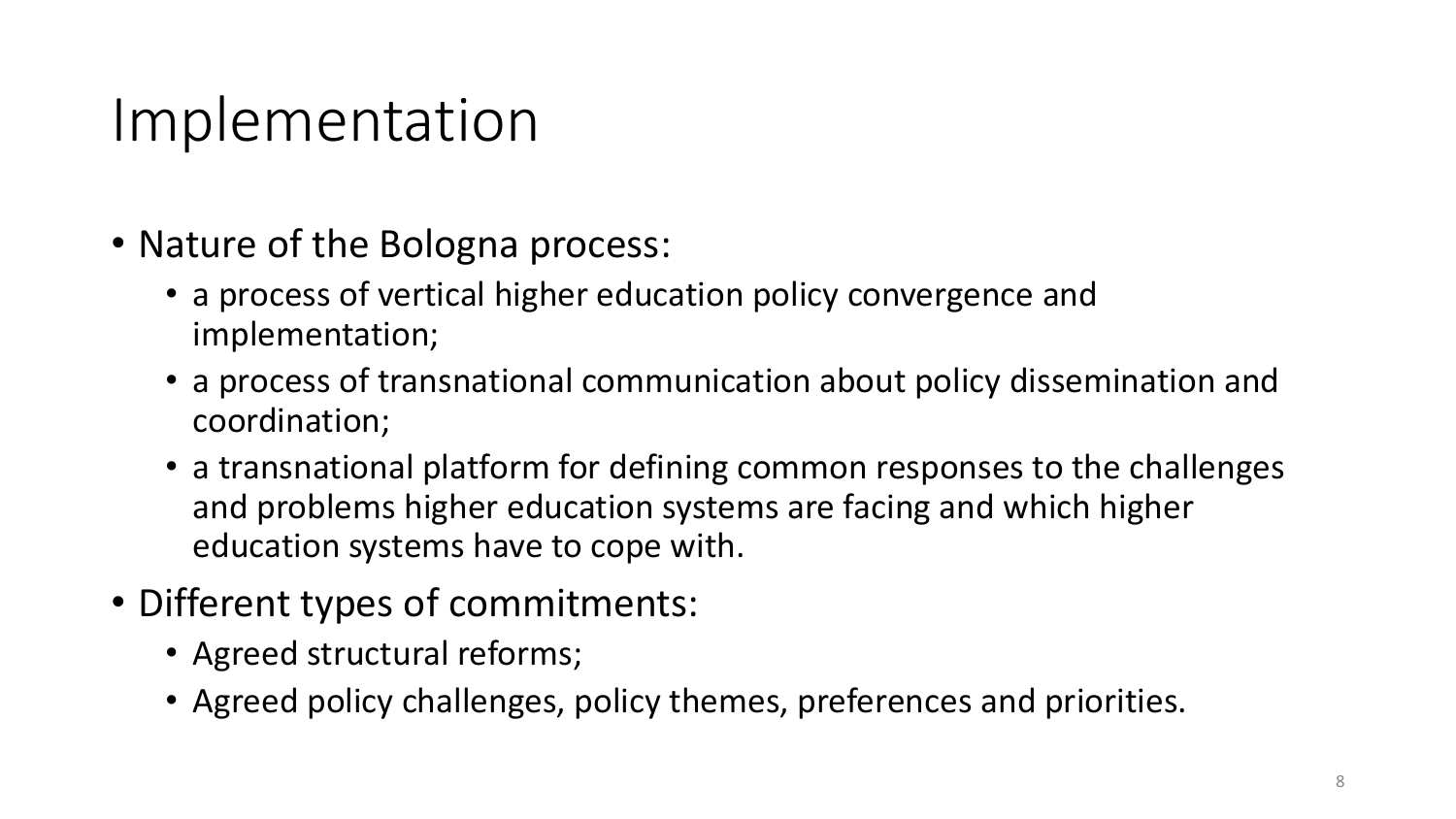# Implementation

- Nature of the Bologna process:
  - a process of vertical higher education policy convergence and implementation;
  - a process of transnational communication about policy dissemination and coordination;
  - a transnational platform for defining common responses to the challenges and problems higher education systems are facing and which higher education systems have to cope with.
- Different types of commitments:
  - Agreed structural reforms;
  - Agreed policy challenges, policy themes, preferences and priorities.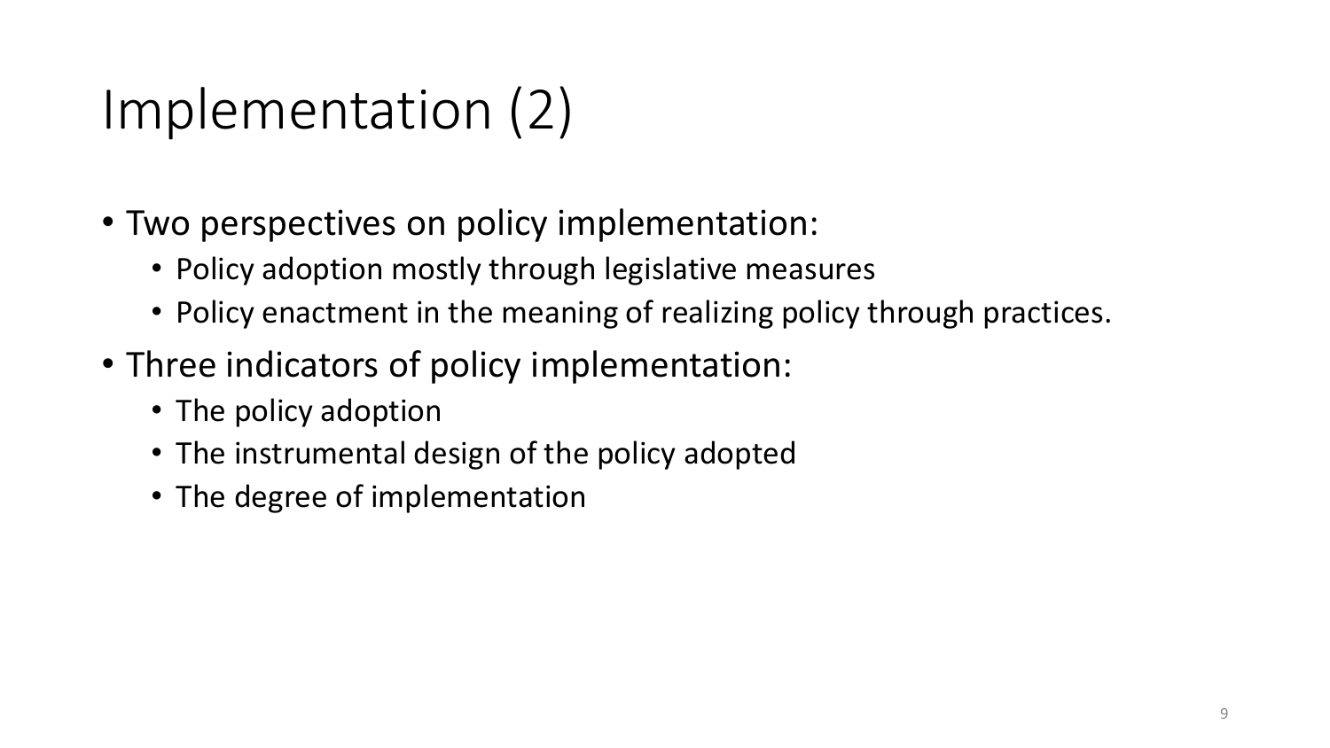# Implementation (2)

- Two perspectives on policy implementation:
  - Policy adoption mostly through legislative measures
  - Policy enactment in the meaning of realizing policy through practices.
- Three indicators of policy implementation:
  - The policy adoption
  - The instrumental design of the policy adopted
  - The degree of implementation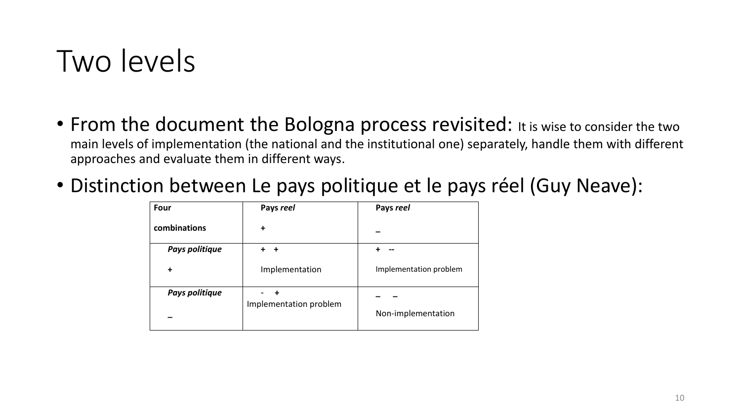# Two levels

- From the document the Bologna process revisited: It is wise to consider the two main levels of implementation (the national and the institutional one) separately, handle them with different approaches and evaluate them in different ways.
- Distinction between Le pays politique et le pays réel (Guy Neave):

| **Four combinations** | **Pays *reel*** **+** | **Pays *reel*** **_** |
| --- | --- | --- |
| ***Pays politique*** **+** | **+ +** Implementation | **+ --** Implementation problem |
| ***Pays politique*** **_** | - **+** Implementation problem | **_ _** Non-implementation |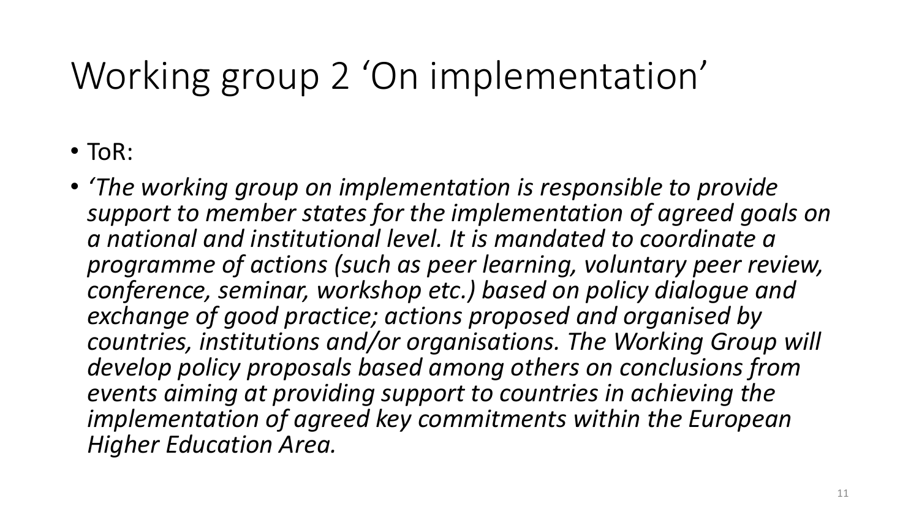# Working group 2 'On implementation'

- ToR:
- *'The working group on implementation is responsible to provide support to member states for the implementation of agreed goals on a national and institutional level. It is mandated to coordinate a programme of actions (such as peer learning, voluntary peer review, conference, seminar, workshop etc.) based on policy dialogue and exchange of good practice; actions proposed and organised by countries, institutions and/or organisations. The Working Group will develop policy proposals based among others on conclusions from events aiming at providing support to countries in achieving the implementation of agreed key commitments within the European Higher Education Area.*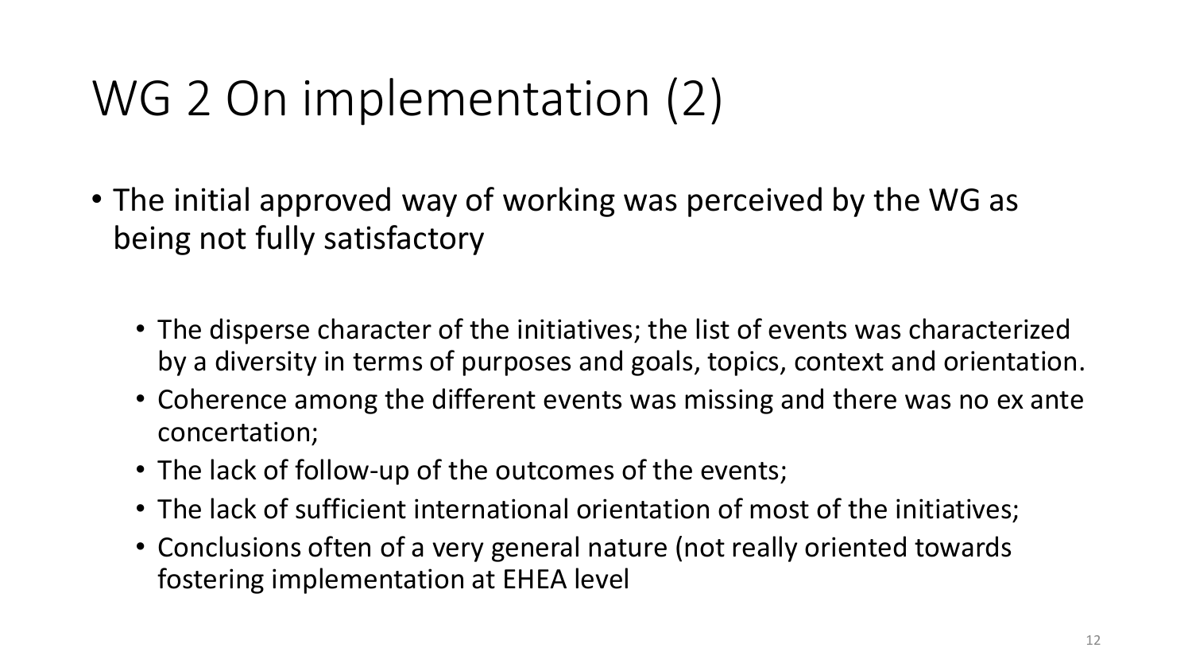# WG 2 On implementation (2)

- The initial approved way of working was perceived by the WG as being not fully satisfactory
  - The disperse character of the initiatives; the list of events was characterized by a diversity in terms of purposes and goals, topics, context and orientation.
  - Coherence among the different events was missing and there was no ex ante concertation;
  - The lack of follow-up of the outcomes of the events;
  - The lack of sufficient international orientation of most of the initiatives;
  - Conclusions often of a very general nature (not really oriented towards fostering implementation at EHEA level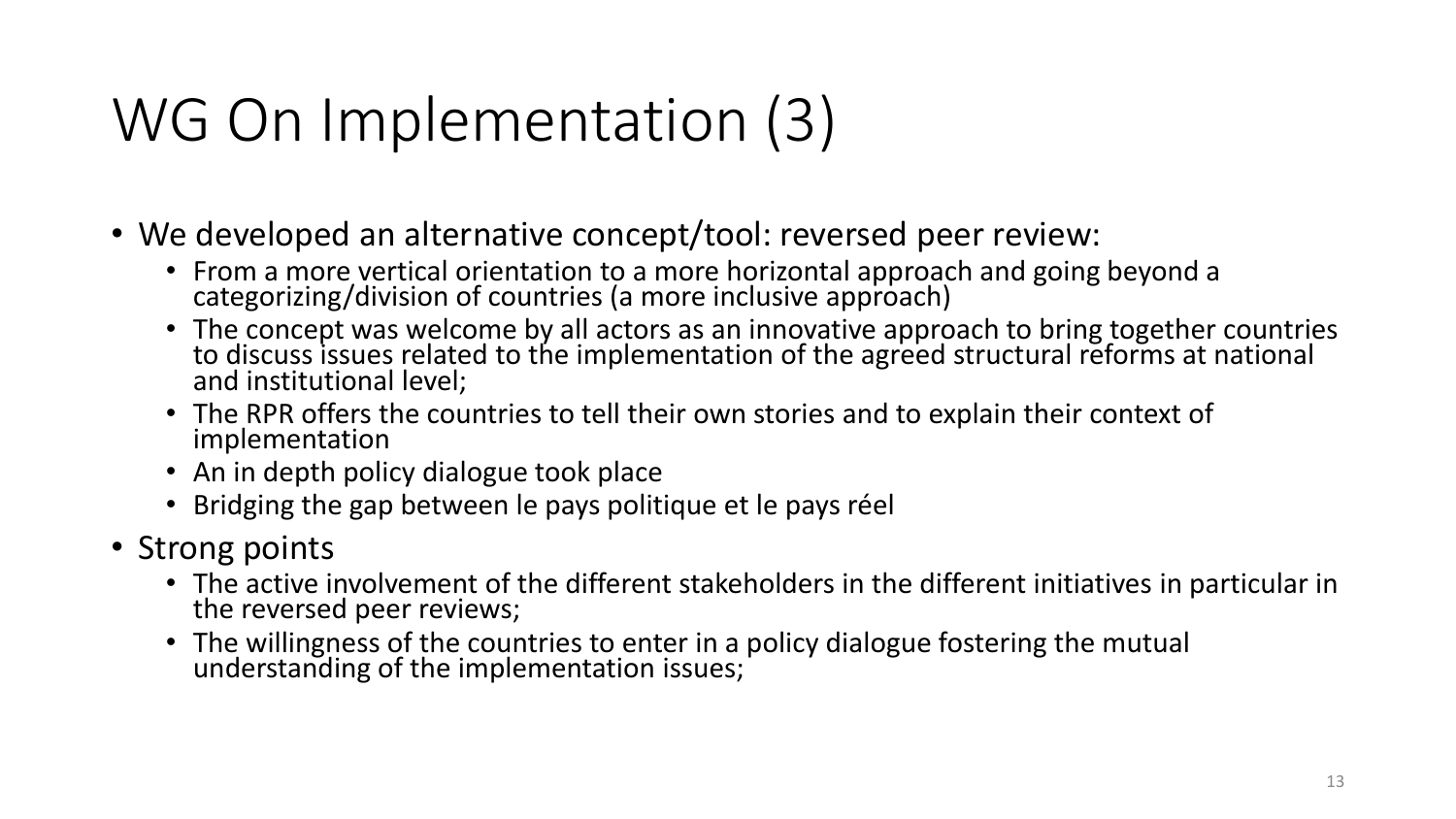# WG On Implementation (3)

- We developed an alternative concept/tool: reversed peer review:
  - From a more vertical orientation to a more horizontal approach and going beyond a categorizing/division of countries (a more inclusive approach)
  - The concept was welcome by all actors as an innovative approach to bring together countries to discuss issues related to the implementation of the agreed structural reforms at national and institutional level;
  - The RPR offers the countries to tell their own stories and to explain their context of implementation
  - An in depth policy dialogue took place
  - Bridging the gap between le pays politique et le pays réel
- Strong points
  - The active involvement of the different stakeholders in the different initiatives in particular in the reversed peer reviews;
  - The willingness of the countries to enter in a policy dialogue fostering the mutual understanding of the implementation issues;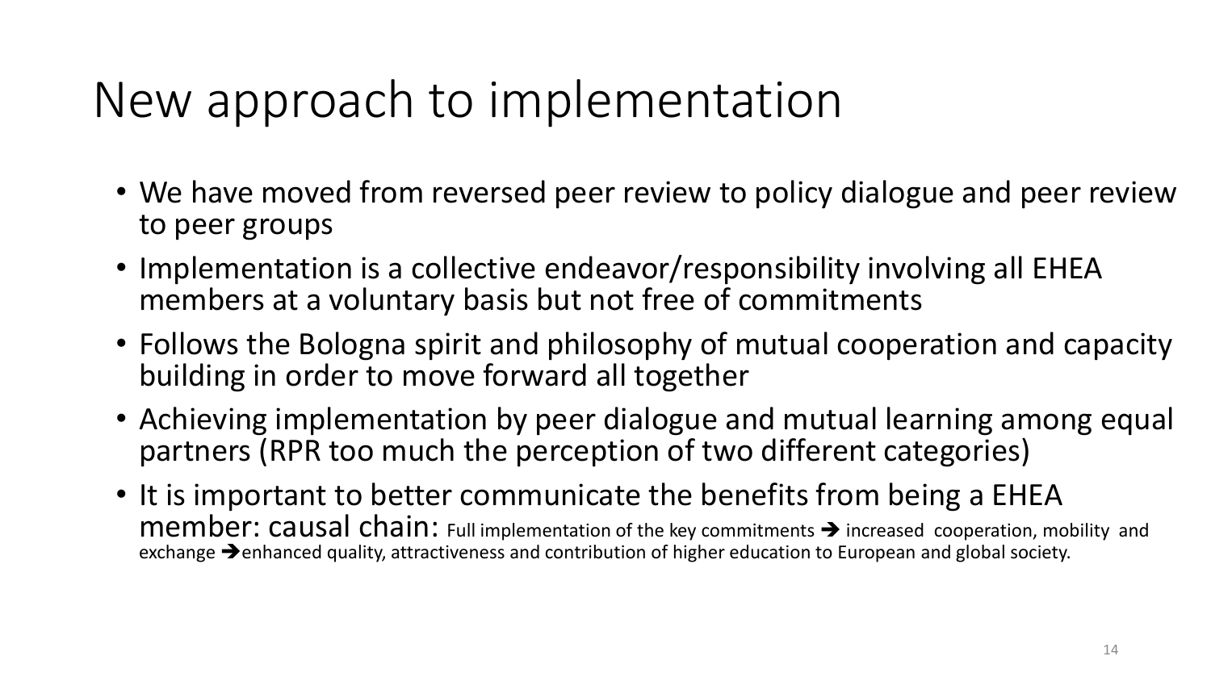# New approach to implementation

- We have moved from reversed peer review to policy dialogue and peer review to peer groups
- Implementation is a collective endeavor/responsibility involving all EHEA members at a voluntary basis but not free of commitments
- Follows the Bologna spirit and philosophy of mutual cooperation and capacity building in order to move forward all together
- Achieving implementation by peer dialogue and mutual learning among equal partners (RPR too much the perception of two different categories)
- It is important to better communicate the benefits from being a EHEA member: causal chain: Full implementation of the key commitments ➔ increased cooperation, mobility and exchange ➔ enhanced quality, attractiveness and contribution of higher education to European and global society.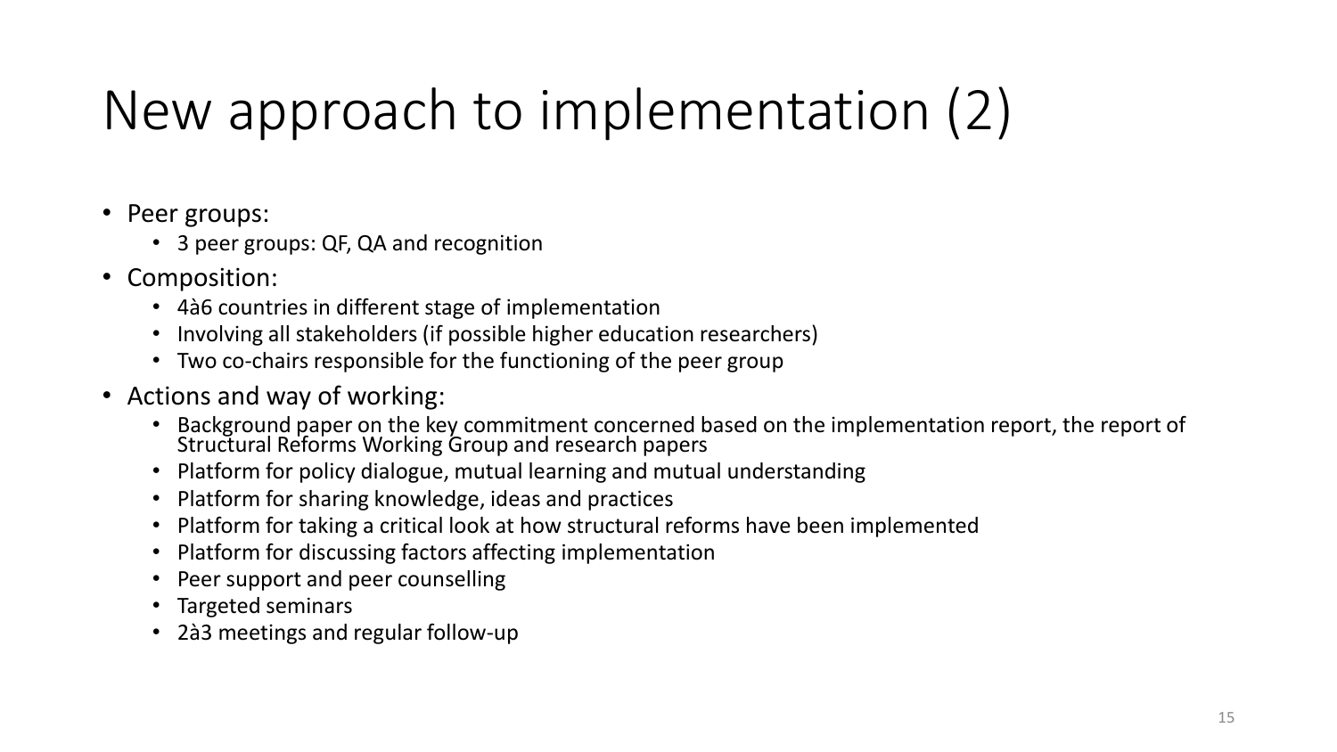# New approach to implementation (2)

- Peer groups:
  - 3 peer groups: QF, QA and recognition
- Composition:
  - 4à6 countries in different stage of implementation
  - Involving all stakeholders (if possible higher education researchers)
  - Two co-chairs responsible for the functioning of the peer group
- Actions and way of working:
  - Background paper on the key commitment concerned based on the implementation report, the report of Structural Reforms Working Group and research papers
  - Platform for policy dialogue, mutual learning and mutual understanding
  - Platform for sharing knowledge, ideas and practices
  - Platform for taking a critical look at how structural reforms have been implemented
  - Platform for discussing factors affecting implementation
  - Peer support and peer counselling
  - Targeted seminars
  - 2à3 meetings and regular follow-up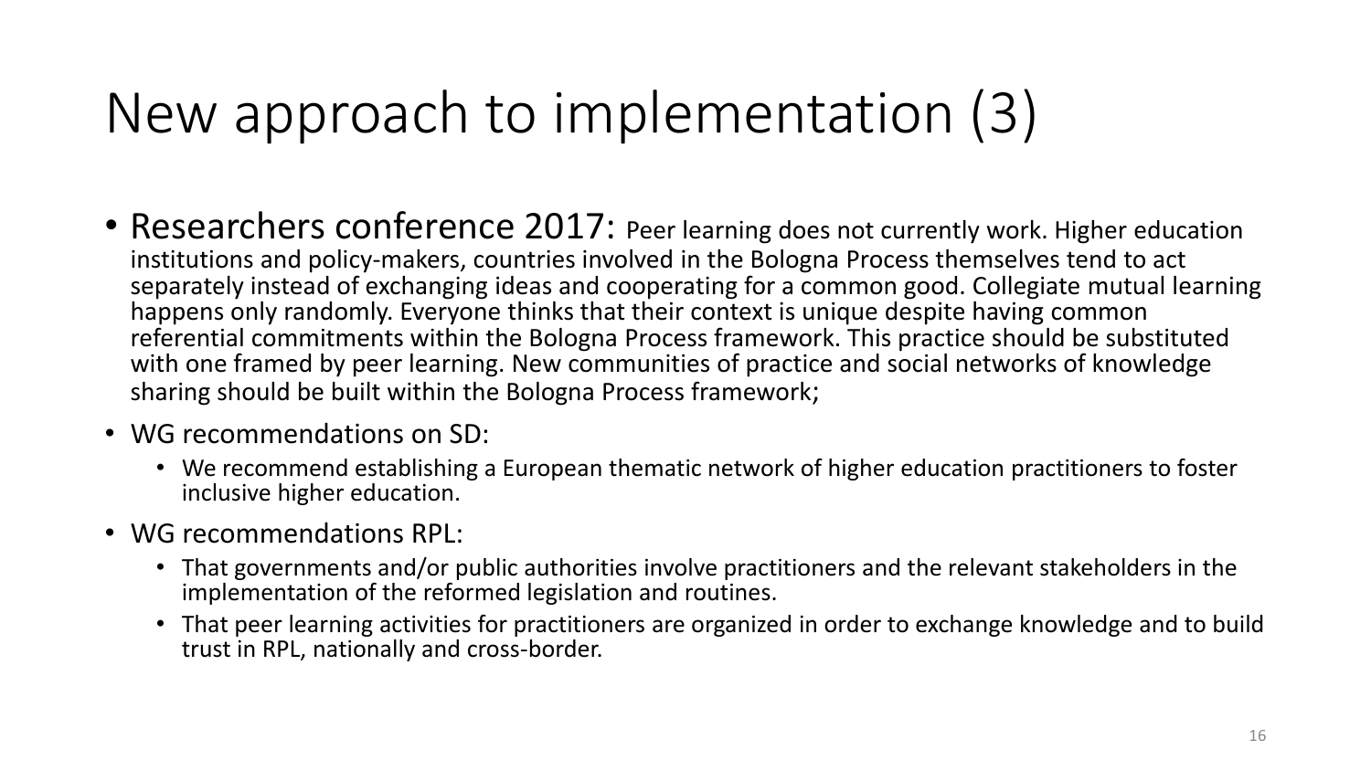# New approach to implementation (3)

- Researchers conference 2017: Peer learning does not currently work. Higher education institutions and policy-makers, countries involved in the Bologna Process themselves tend to act separately instead of exchanging ideas and cooperating for a common good. Collegiate mutual learning happens only randomly. Everyone thinks that their context is unique despite having common referential commitments within the Bologna Process framework. This practice should be substituted with one framed by peer learning. New communities of practice and social networks of knowledge sharing should be built within the Bologna Process framework;
- WG recommendations on SD:
  - We recommend establishing a European thematic network of higher education practitioners to foster inclusive higher education.
- WG recommendations RPL:
  - That governments and/or public authorities involve practitioners and the relevant stakeholders in the implementation of the reformed legislation and routines.
  - That peer learning activities for practitioners are organized in order to exchange knowledge and to build trust in RPL, nationally and cross-border.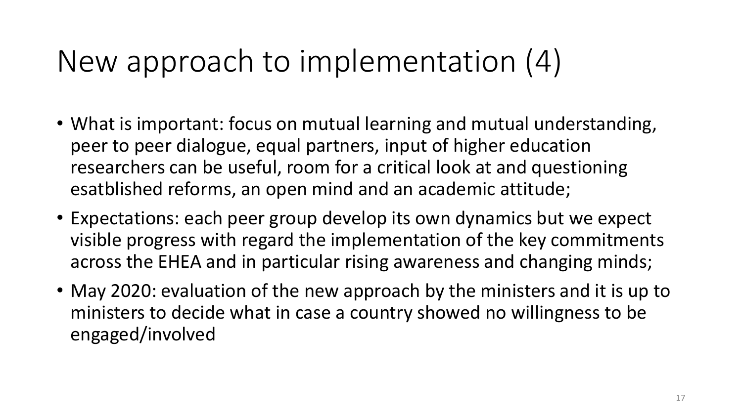# New approach to implementation (4)

- What is important: focus on mutual learning and mutual understanding, peer to peer dialogue, equal partners, input of higher education researchers can be useful, room for a critical look at and questioning esatblished reforms, an open mind and an academic attitude;
- Expectations: each peer group develop its own dynamics but we expect visible progress with regard the implementation of the key commitments across the EHEA and in particular rising awareness and changing minds;
- May 2020: evaluation of the new approach by the ministers and it is up to ministers to decide what in case a country showed no willingness to be engaged/involved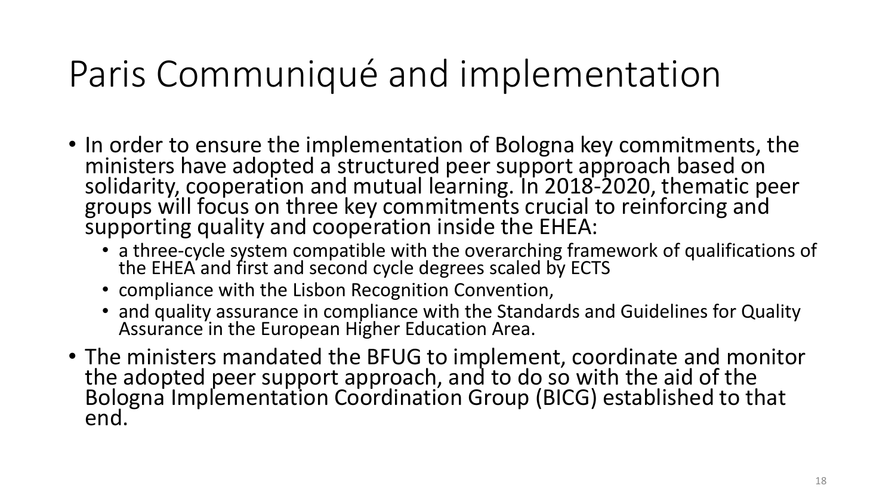# Paris Communiqué and implementation

- In order to ensure the implementation of Bologna key commitments, the ministers have adopted a structured peer support approach based on solidarity, cooperation and mutual learning. In 2018-2020, thematic peer groups will focus on three key commitments crucial to reinforcing and supporting quality and cooperation inside the EHEA:
  - a three-cycle system compatible with the overarching framework of qualifications of the EHEA and first and second cycle degrees scaled by ECTS
  - compliance with the Lisbon Recognition Convention,
  - and quality assurance in compliance with the Standards and Guidelines for Quality Assurance in the European Higher Education Area.
- The ministers mandated the BFUG to implement, coordinate and monitor the adopted peer support approach, and to do so with the aid of the Bologna Implementation Coordination Group (BICG) established to that end.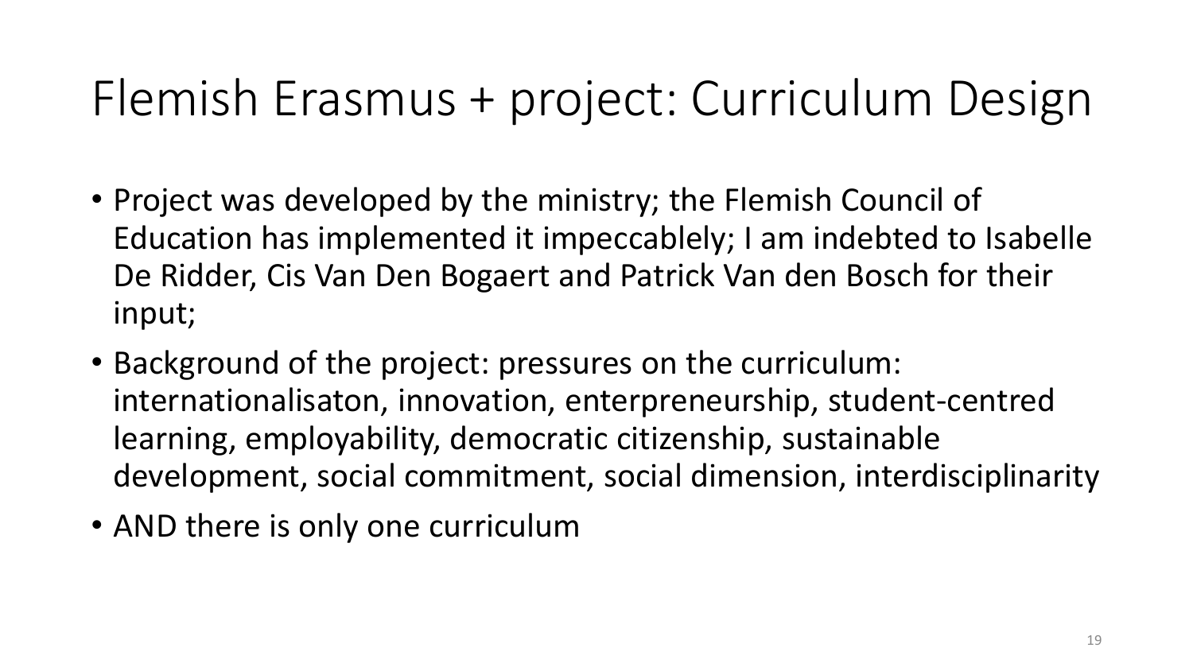# Flemish Erasmus + project: Curriculum Design

- Project was developed by the ministry; the Flemish Council of Education has implemented it impeccablely; I am indebted to Isabelle De Ridder, Cis Van Den Bogaert and Patrick Van den Bosch for their input;
- Background of the project: pressures on the curriculum: internationalisaton, innovation, enterpreneurship, student-centred learning, employability, democratic citizenship, sustainable development, social commitment, social dimension, interdisciplinarity
- AND there is only one curriculum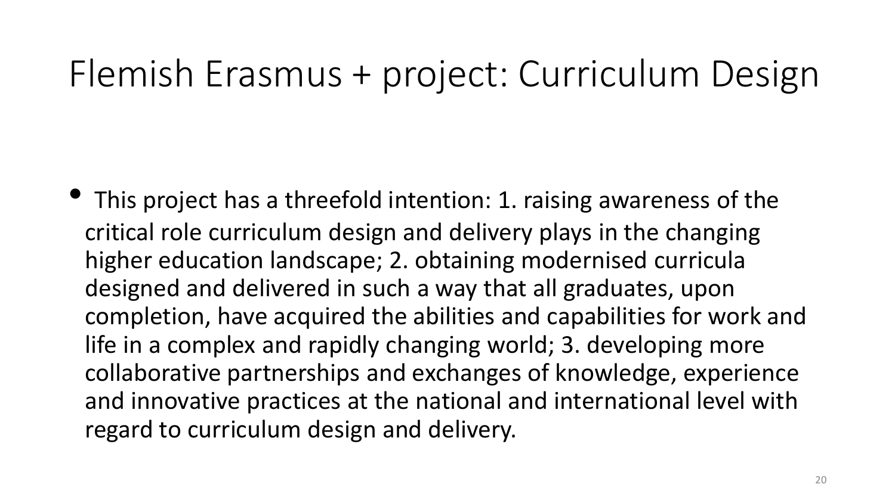# Flemish Erasmus + project: Curriculum Design

- This project has a threefold intention: 1. raising awareness of the critical role curriculum design and delivery plays in the changing higher education landscape; 2. obtaining modernised curricula designed and delivered in such a way that all graduates, upon completion, have acquired the abilities and capabilities for work and life in a complex and rapidly changing world; 3. developing more collaborative partnerships and exchanges of knowledge, experience and innovative practices at the national and international level with regard to curriculum design and delivery.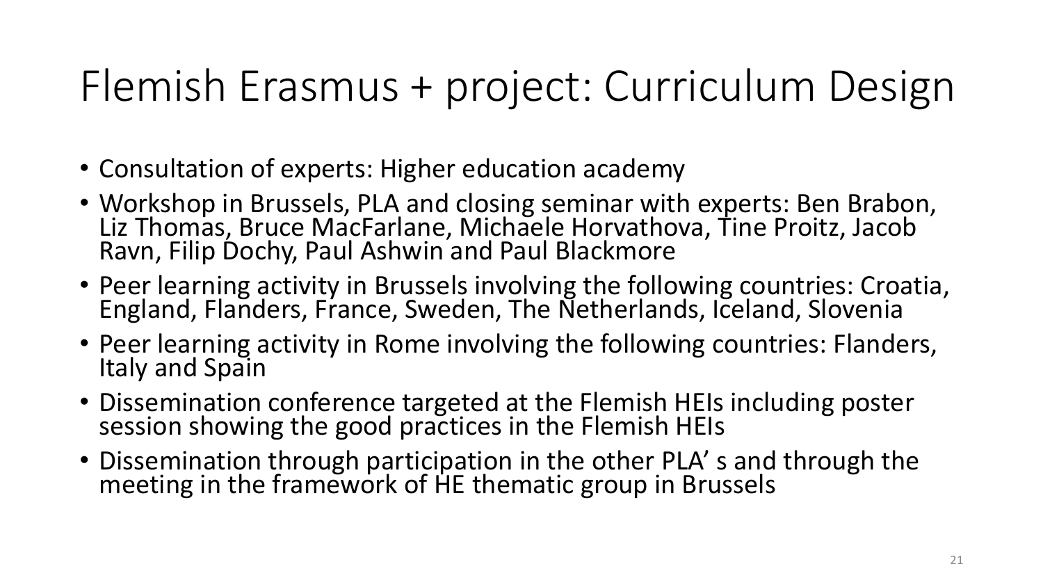# Flemish Erasmus + project: Curriculum Design

- Consultation of experts: Higher education academy
- Workshop in Brussels, PLA and closing seminar with experts: Ben Brabon, Liz Thomas, Bruce MacFarlane, Michaele Horvathova, Tine Proitz, Jacob Ravn, Filip Dochy, Paul Ashwin and Paul Blackmore
- Peer learning activity in Brussels involving the following countries: Croatia, England, Flanders, France, Sweden, The Netherlands, Iceland, Slovenia
- Peer learning activity in Rome involving the following countries: Flanders, Italy and Spain
- Dissemination conference targeted at the Flemish HEIs including poster session showing the good practices in the Flemish HEIs
- Dissemination through participation in the other PLA' s and through the meeting in the framework of HE thematic group in Brussels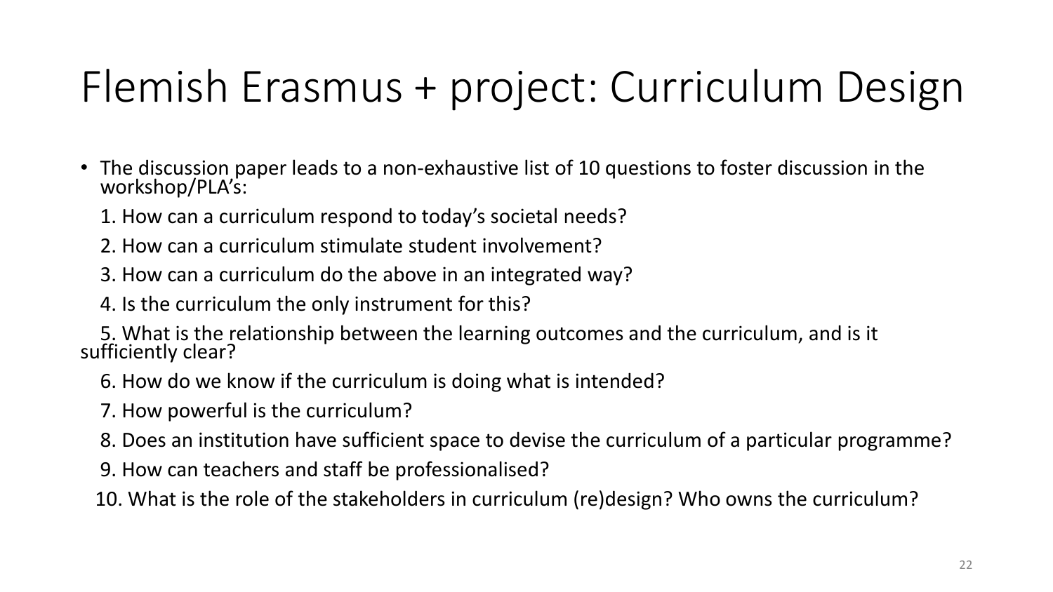# Flemish Erasmus + project: Curriculum Design

- The discussion paper leads to a non-exhaustive list of 10 questions to foster discussion in the workshop/PLA's:

  1. How can a curriculum respond to today's societal needs?
  2. How can a curriculum stimulate student involvement?
  3. How can a curriculum do the above in an integrated way?
  4. Is the curriculum the only instrument for this?
  5. What is the relationship between the learning outcomes and the curriculum, and is it sufficiently clear?
  6. How do we know if the curriculum is doing what is intended?
  7. How powerful is the curriculum?
  8. Does an institution have sufficient space to devise the curriculum of a particular programme?
  9. How can teachers and staff be professionalised?
  10. What is the role of the stakeholders in curriculum (re)design? Who owns the curriculum?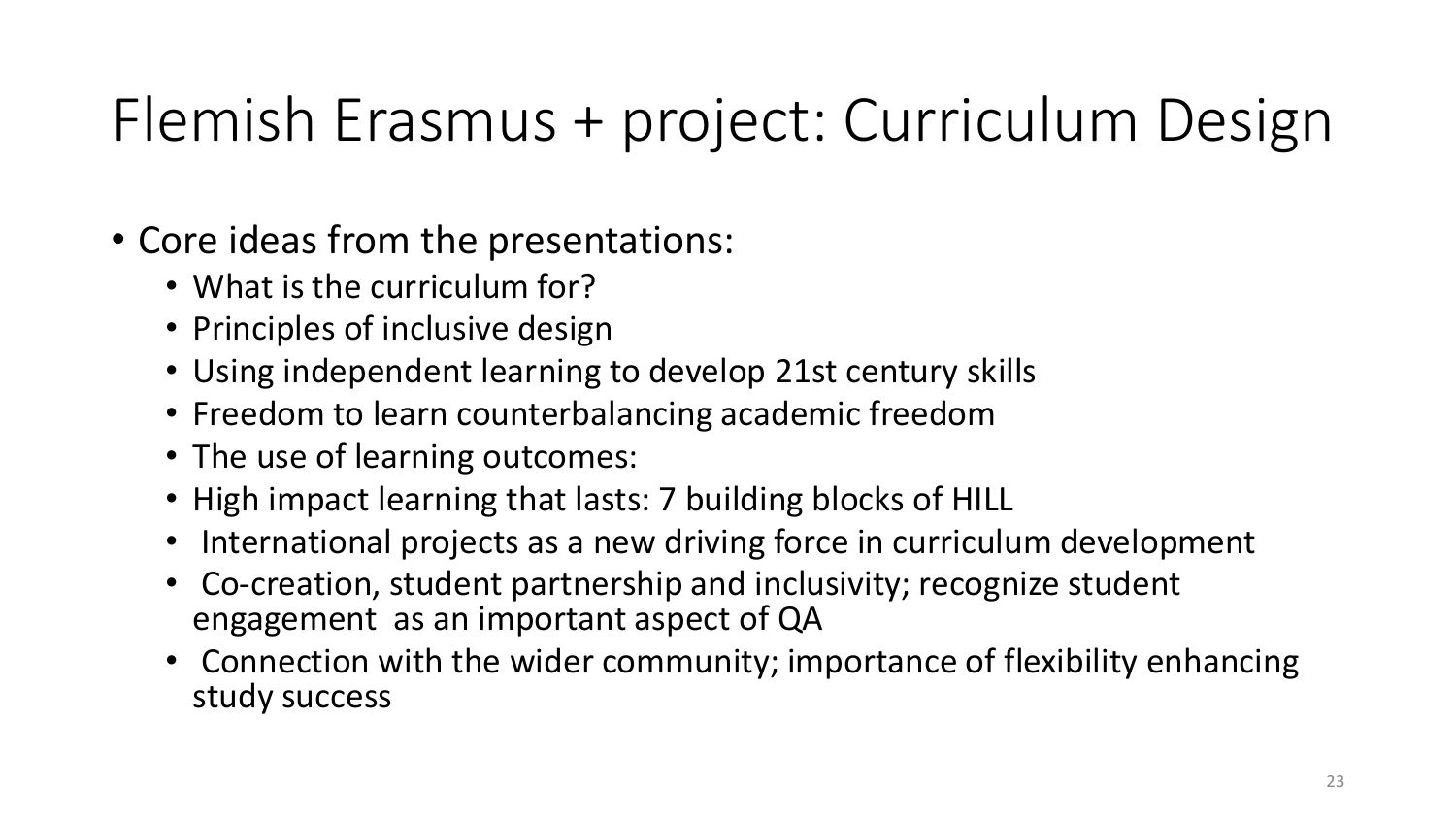# Flemish Erasmus + project: Curriculum Design

- Core ideas from the presentations:
  - What is the curriculum for?
  - Principles of inclusive design
  - Using independent learning to develop 21st century skills
  - Freedom to learn counterbalancing academic freedom
  - The use of learning outcomes:
  - High impact learning that lasts: 7 building blocks of HILL
  - International projects as a new driving force in curriculum development
  - Co-creation, student partnership and inclusivity; recognize student engagement as an important aspect of QA
  - Connection with the wider community; importance of flexibility enhancing study success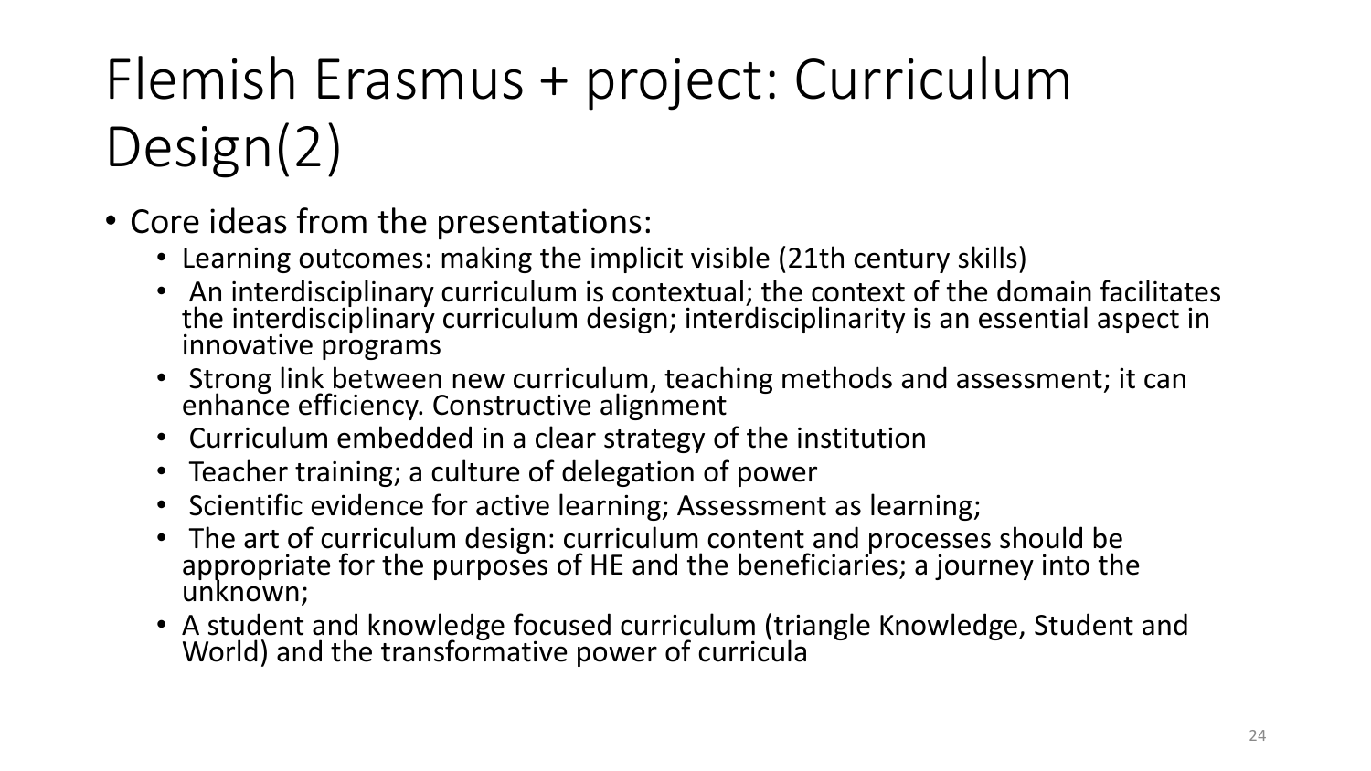# Flemish Erasmus + project: Curriculum Design(2)

- Core ideas from the presentations:
  - Learning outcomes: making the implicit visible (21th century skills)
  - An interdisciplinary curriculum is contextual; the context of the domain facilitates the interdisciplinary curriculum design; interdisciplinarity is an essential aspect in innovative programs
  - Strong link between new curriculum, teaching methods and assessment; it can enhance efficiency. Constructive alignment
  - Curriculum embedded in a clear strategy of the institution
  - Teacher training; a culture of delegation of power
  - Scientific evidence for active learning; Assessment as learning;
  - The art of curriculum design: curriculum content and processes should be appropriate for the purposes of HE and the beneficiaries; a journey into the unknown;
  - A student and knowledge focused curriculum (triangle Knowledge, Student and World) and the transformative power of curricula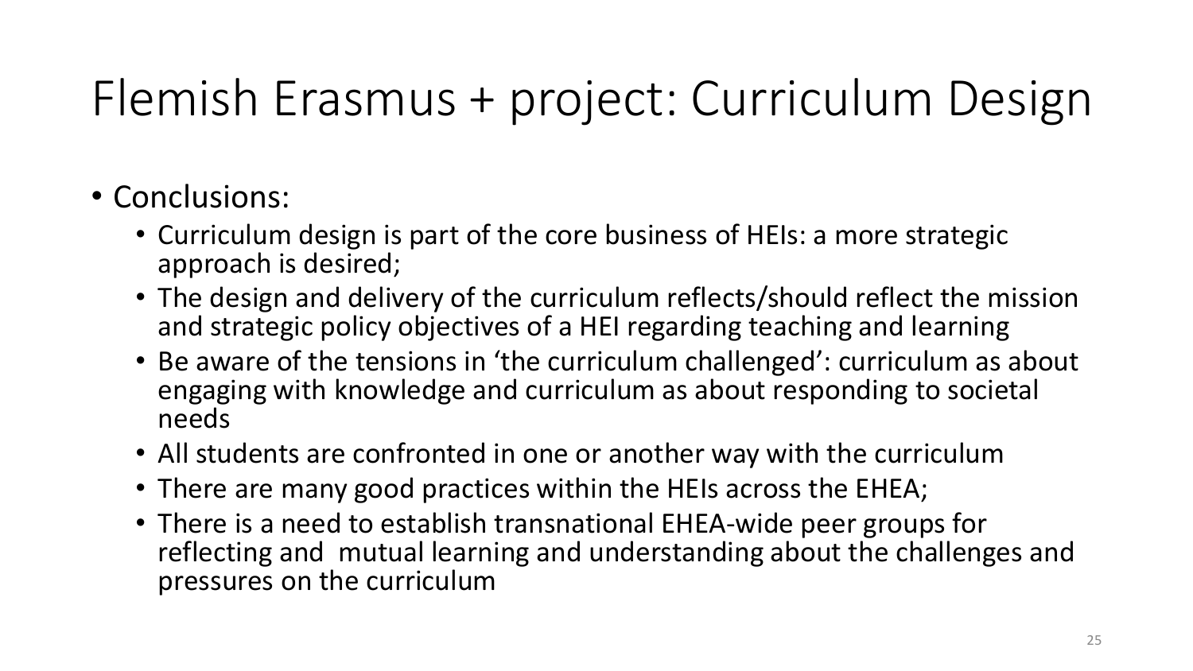# Flemish Erasmus + project: Curriculum Design

- Conclusions:
  - Curriculum design is part of the core business of HEIs: a more strategic approach is desired;
  - The design and delivery of the curriculum reflects/should reflect the mission and strategic policy objectives of a HEI regarding teaching and learning
  - Be aware of the tensions in 'the curriculum challenged': curriculum as about engaging with knowledge and curriculum as about responding to societal needs
  - All students are confronted in one or another way with the curriculum
  - There are many good practices within the HEIs across the EHEA;
  - There is a need to establish transnational EHEA-wide peer groups for reflecting and mutual learning and understanding about the challenges and pressures on the curriculum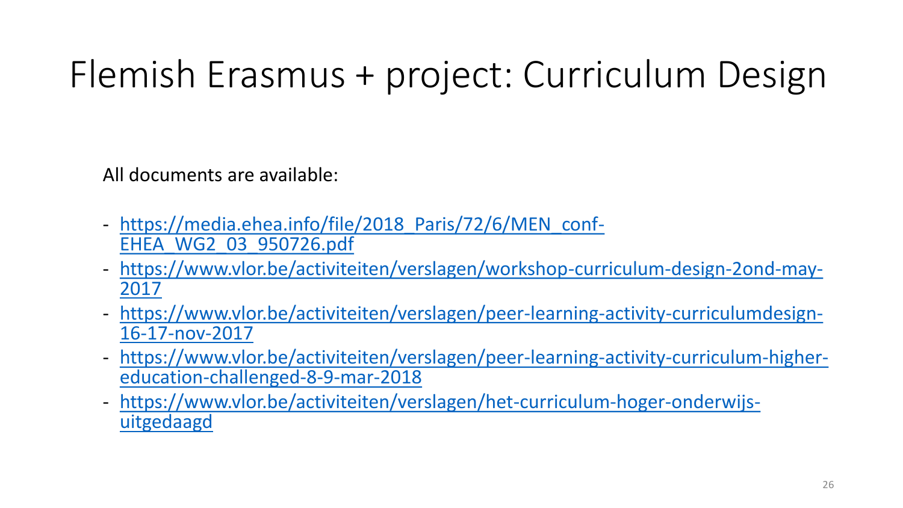# Flemish Erasmus + project: Curriculum Design

All documents are available:

- https://media.ehea.info/file/2018_Paris/72/6/MEN_conf-EHEA_WG2_03_950726.pdf
- https://www.vlor.be/activiteiten/verslagen/workshop-curriculum-design-2ond-may-2017
- https://www.vlor.be/activiteiten/verslagen/peer-learning-activity-curriculumdesign-16-17-nov-2017
- https://www.vlor.be/activiteiten/verslagen/peer-learning-activity-curriculum-higher-education-challenged-8-9-mar-2018
- https://www.vlor.be/activiteiten/verslagen/het-curriculum-hoger-onderwijs-uitgedaagd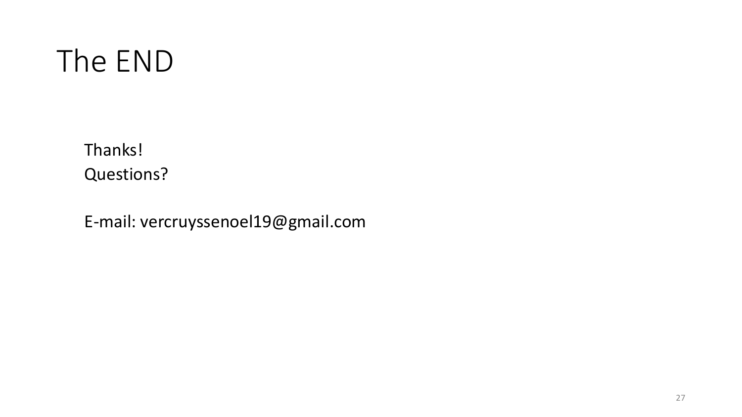# The END

Thanks!
Questions?

E-mail: vercruyssenoel19@gmail.com